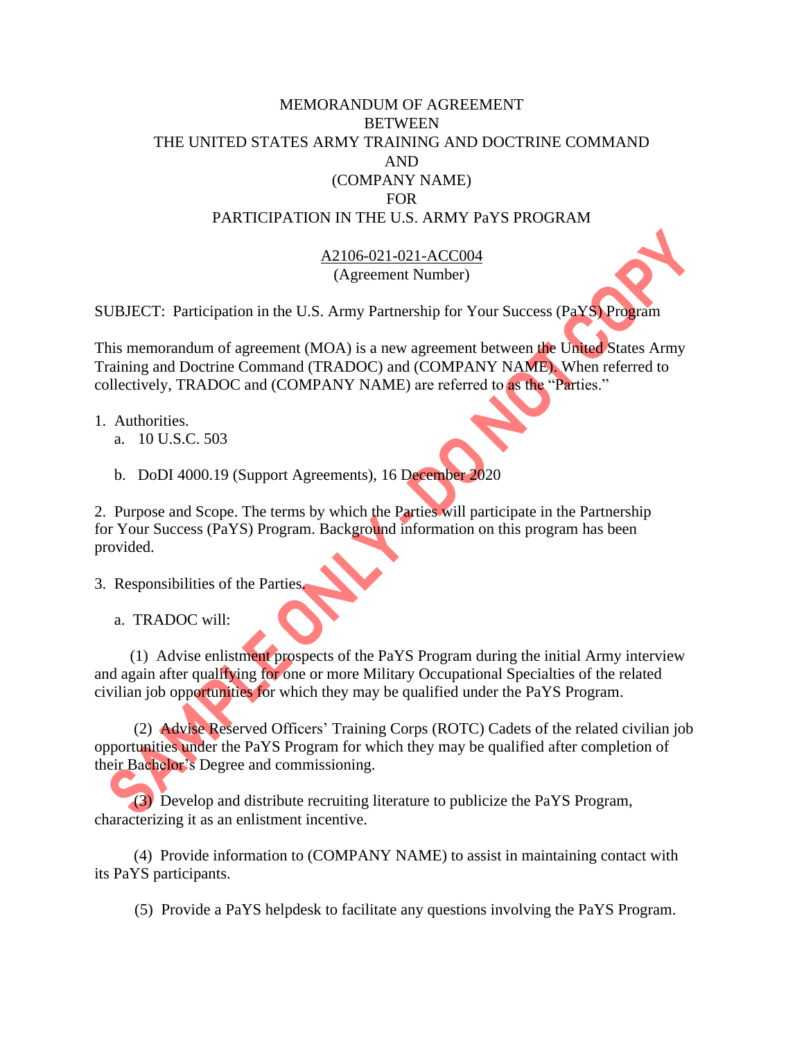MEMORANDUM OF AGREEMENT
BETWEEN
THE UNITED STATES ARMY TRAINING AND DOCTRINE COMMAND
AND
(COMPANY NAME)
FOR
PARTICIPATION IN THE U.S. ARMY PaYS PROGRAM

A2106-021-021-ACC004
(Agreement Number)

SUBJECT: Participation in the U.S. Army Partnership for Your Success (PaYS) Program

This memorandum of agreement (MOA) is a new agreement between the United States Army Training and Doctrine Command (TRADOC) and (COMPANY NAME). When referred to collectively, TRADOC and (COMPANY NAME) are referred to as the "Parties."

1. Authorities.
   a. 10 U.S.C. 503

   b. DoDI 4000.19 (Support Agreements), 16 December 2020

2. Purpose and Scope. The terms by which the Parties will participate in the Partnership for Your Success (PaYS) Program. Background information on this program has been provided.

3. Responsibilities of the Parties.

   a. TRADOC will:

      (1) Advise enlistment prospects of the PaYS Program during the initial Army interview and again after qualifying for one or more Military Occupational Specialties of the related civilian job opportunities for which they may be qualified under the PaYS Program.

      (2) Advise Reserved Officers' Training Corps (ROTC) Cadets of the related civilian job opportunities under the PaYS Program for which they may be qualified after completion of their Bachelor's Degree and commissioning.

      (3) Develop and distribute recruiting literature to publicize the PaYS Program, characterizing it as an enlistment incentive.

      (4) Provide information to (COMPANY NAME) to assist in maintaining contact with its PaYS participants.

      (5) Provide a PaYS helpdesk to facilitate any questions involving the PaYS Program.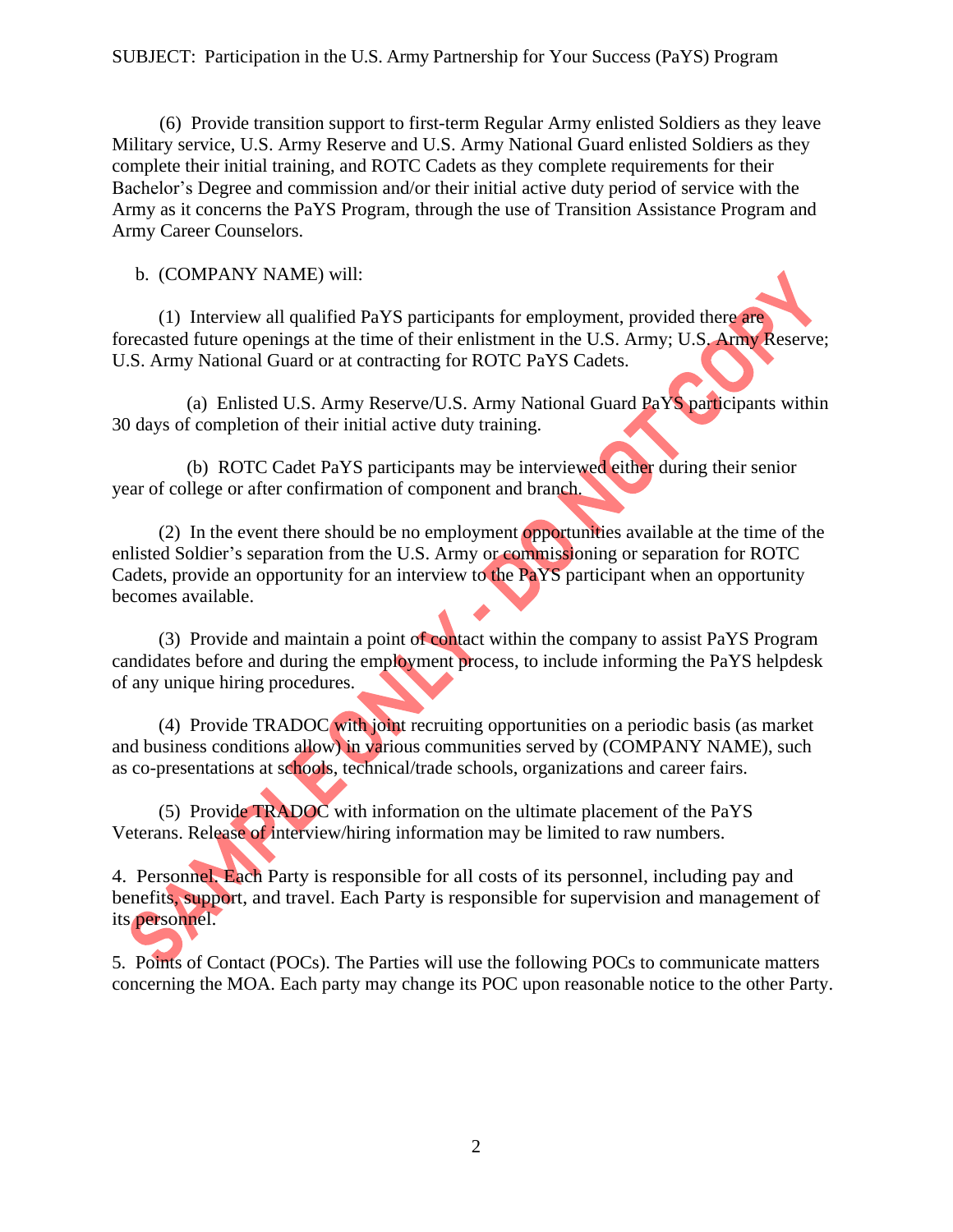(6) Provide transition support to first-term Regular Army enlisted Soldiers as they leave Military service, U.S. Army Reserve and U.S. Army National Guard enlisted Soldiers as they complete their initial training, and ROTC Cadets as they complete requirements for their Bachelor's Degree and commission and/or their initial active duty period of service with the Army as it concerns the PaYS Program, through the use of Transition Assistance Program and Army Career Counselors.

b. (COMPANY NAME) will:

(1) Interview all qualified PaYS participants for employment, provided there are forecasted future openings at the time of their enlistment in the U.S. Army; U.S. Army Reserve; U.S. Army National Guard or at contracting for ROTC PaYS Cadets.

(a) Enlisted U.S. Army Reserve/U.S. Army National Guard PaYS participants within 30 days of completion of their initial active duty training.

(b) ROTC Cadet PaYS participants may be interviewed either during their senior year of college or after confirmation of component and branch.

(2) In the event there should be no employment opportunities available at the time of the enlisted Soldier's separation from the U.S. Army or commissioning or separation for ROTC Cadets, provide an opportunity for an interview to the PaYS participant when an opportunity becomes available.

(3) Provide and maintain a point of contact within the company to assist PaYS Program candidates before and during the employment process, to include informing the PaYS helpdesk of any unique hiring procedures.

(4) Provide TRADOC with joint recruiting opportunities on a periodic basis (as market and business conditions allow) in various communities served by (COMPANY NAME), such as co-presentations at schools, technical/trade schools, organizations and career fairs.

(5) Provide TRADOC with information on the ultimate placement of the PaYS Veterans. Release of interview/hiring information may be limited to raw numbers.

4. Personnel. Each Party is responsible for all costs of its personnel, including pay and benefits, support, and travel. Each Party is responsible for supervision and management of its personnel.

5. Points of Contact (POCs). The Parties will use the following POCs to communicate matters concerning the MOA. Each party may change its POC upon reasonable notice to the other Party.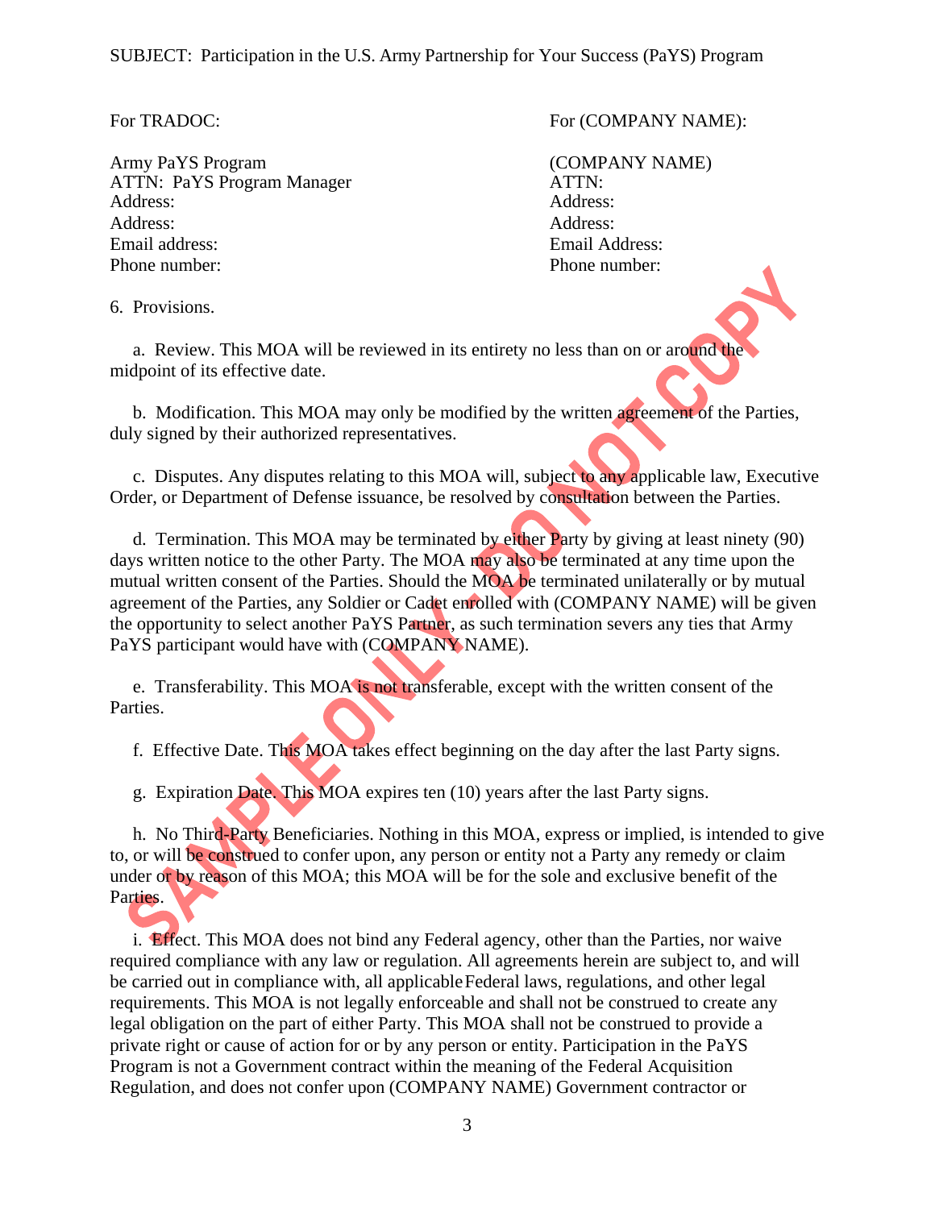SUBJECT: Participation in the U.S. Army Partnership for Your Success (PaYS) Program

For TRADOC:

Army PaYS Program
ATTN: PaYS Program Manager
Address:
Address:
Email address:
Phone number:

For (COMPANY NAME):

(COMPANY NAME)
ATTN:
Address:
Address:
Email Address:
Phone number:

6. Provisions.

a. Review. This MOA will be reviewed in its entirety no less than on or around the midpoint of its effective date.

b. Modification. This MOA may only be modified by the written agreement of the Parties, duly signed by their authorized representatives.

c. Disputes. Any disputes relating to this MOA will, subject to any applicable law, Executive Order, or Department of Defense issuance, be resolved by consultation between the Parties.

d. Termination. This MOA may be terminated by either Party by giving at least ninety (90) days written notice to the other Party. The MOA may also be terminated at any time upon the mutual written consent of the Parties. Should the MOA be terminated unilaterally or by mutual agreement of the Parties, any Soldier or Cadet enrolled with (COMPANY NAME) will be given the opportunity to select another PaYS Partner, as such termination severs any ties that Army PaYS participant would have with (COMPANY NAME).

e. Transferability. This MOA is not transferable, except with the written consent of the Parties.

f. Effective Date. This MOA takes effect beginning on the day after the last Party signs.

g. Expiration Date. This MOA expires ten (10) years after the last Party signs.

h. No Third-Party Beneficiaries. Nothing in this MOA, express or implied, is intended to give to, or will be construed to confer upon, any person or entity not a Party any remedy or claim under or by reason of this MOA; this MOA will be for the sole and exclusive benefit of the Parties.

i. Effect. This MOA does not bind any Federal agency, other than the Parties, nor waive required compliance with any law or regulation. All agreements herein are subject to, and will be carried out in compliance with, all applicable Federal laws, regulations, and other legal requirements. This MOA is not legally enforceable and shall not be construed to create any legal obligation on the part of either Party. This MOA shall not be construed to provide a private right or cause of action for or by any person or entity. Participation in the PaYS Program is not a Government contract within the meaning of the Federal Acquisition Regulation, and does not confer upon (COMPANY NAME) Government contractor or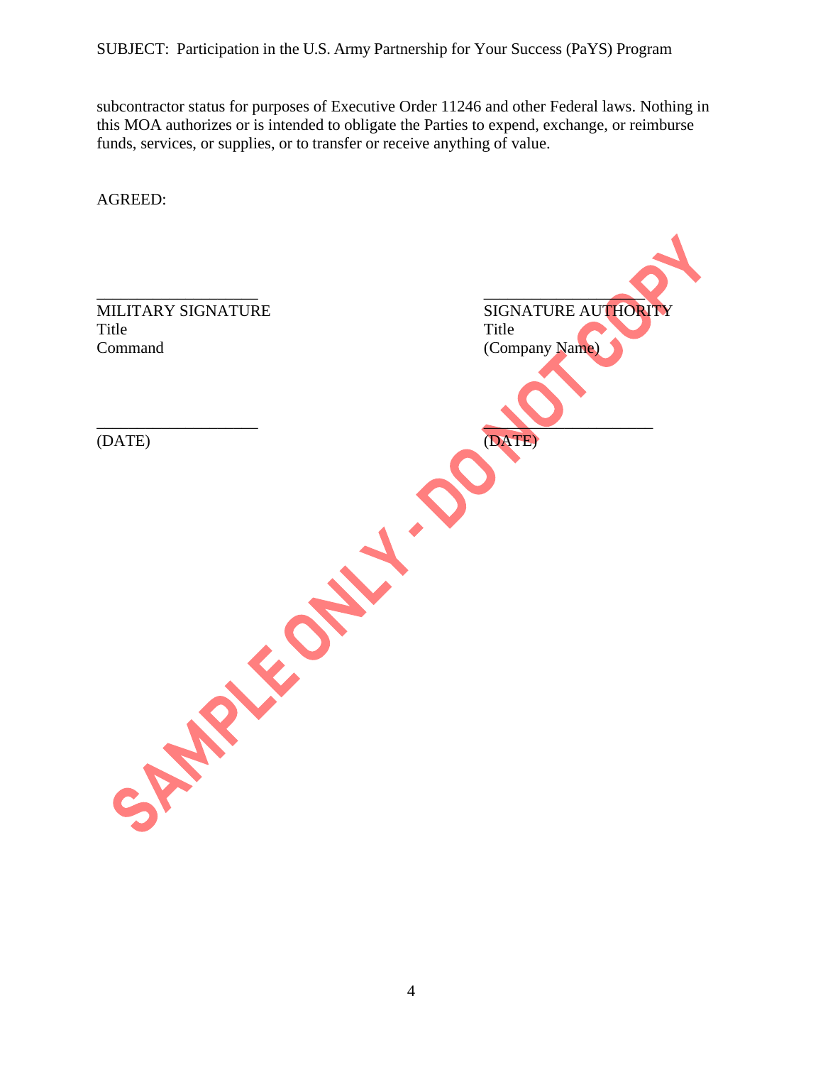subcontractor status for purposes of Executive Order 11246 and other Federal laws. Nothing in this MOA authorizes or is intended to obligate the Parties to expend, exchange, or reimburse funds, services, or supplies, or to transfer or receive anything of value.

AGREED:

| | |
|---|---|
| ____________________ | ____________________ |
| MILITARY SIGNATURE | SIGNATURE AUTHORITY |
| Title | Title |
| Command | (Company Name) |
| ____________________ | ____________________ |
| (DATE) | (DATE) |

SAMPLE ONLY - DO NOT COPY